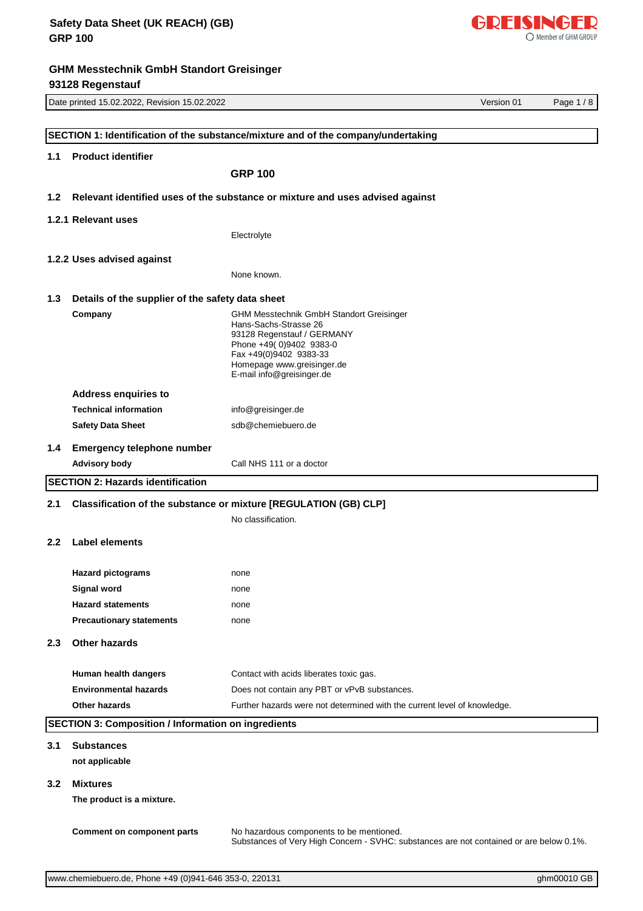# Safety Data Sheet (UK REACH) (GB)
# GRP 100

**GHM Messtechnik GmbH Standort Greisinger**
**93128 Regenstauf**

Date printed 15.02.2022, Revision 15.02.2022 | Version 01

## SECTION 1: Identification of the substance/mixture and of the company/undertaking

### 1.1 Product identifier

**GRP 100**

### 1.2 Relevant identified uses of the substance or mixture and uses advised against

#### 1.2.1 Relevant uses

Electrolyte

#### 1.2.2 Uses advised against

None known.

### 1.3 Details of the supplier of the safety data sheet

**Company**

GHM Messtechnik GmbH Standort Greisinger
Hans-Sachs-Strasse 26
93128 Regenstauf / GERMANY
Phone +49( 0)9402 9383-0
Fax +49(0)9402 9383-33
Homepage www.greisinger.de
E-mail info@greisinger.de

**Address enquiries to**

| | |
|---|---|
| **Technical information** | info@greisinger.de |
| **Safety Data Sheet** | sdb@chemiebuero.de |

### 1.4 Emergency telephone number

| | |
|---|---|
| **Advisory body** | Call NHS 111 or a doctor |

## SECTION 2: Hazards identification

### 2.1 Classification of the substance or mixture [REGULATION (GB) CLP]

No classification.

### 2.2 Label elements

| | |
|---|---|
| **Hazard pictograms** | none |
| **Signal word** | none |
| **Hazard statements** | none |
| **Precautionary statements** | none |

### 2.3 Other hazards

| | |
|---|---|
| **Human health dangers** | Contact with acids liberates toxic gas. |
| **Environmental hazards** | Does not contain any PBT or vPvB substances. |
| **Other hazards** | Further hazards were not determined with the current level of knowledge. |

## SECTION 3: Composition / Information on ingredients

### 3.1 Substances

**not applicable**

### 3.2 Mixtures

**The product is a mixture.**

**Comment on component parts**

No hazardous components to be mentioned.
Substances of Very High Concern - SVHC: substances are not contained or are below 0.1%.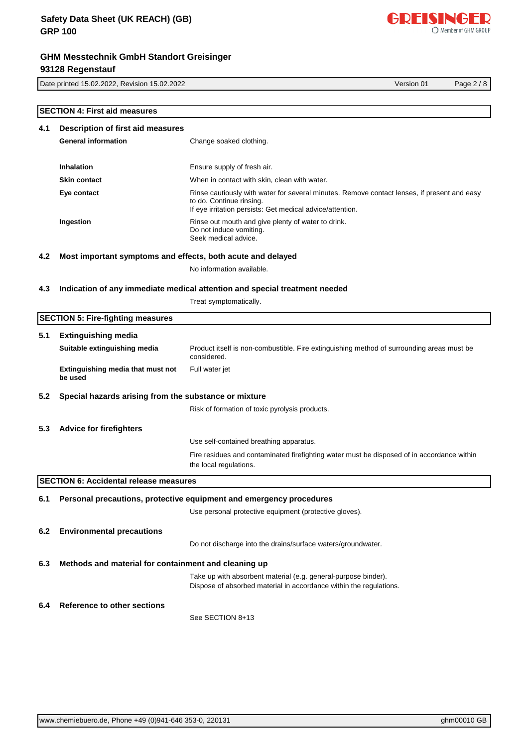## SECTION 4: First aid measures

### 4.1 Description of first aid measures

**General information**

Change soaked clothing.

**Inhalation**

Ensure supply of fresh air.

**Skin contact**

When in contact with skin, clean with water.

**Eye contact**

Rinse cautiously with water for several minutes. Remove contact lenses, if present and easy to do. Continue rinsing.
If eye irritation persists: Get medical advice/attention.

**Ingestion**

Rinse out mouth and give plenty of water to drink.
Do not induce vomiting.
Seek medical advice.

### 4.2 Most important symptoms and effects, both acute and delayed

No information available.

### 4.3 Indication of any immediate medical attention and special treatment needed

Treat symptomatically.

## SECTION 5: Fire-fighting measures

### 5.1 Extinguishing media

**Suitable extinguishing media**

Product itself is non-combustible. Fire extinguishing method of surrounding areas must be considered.

**Extinguishing media that must not be used**

Full water jet

### 5.2 Special hazards arising from the substance or mixture

Risk of formation of toxic pyrolysis products.

### 5.3 Advice for firefighters

Use self-contained breathing apparatus.

Fire residues and contaminated firefighting water must be disposed of in accordance within the local regulations.

## SECTION 6: Accidental release measures

### 6.1 Personal precautions, protective equipment and emergency procedures

Use personal protective equipment (protective gloves).

### 6.2 Environmental precautions

Do not discharge into the drains/surface waters/groundwater.

### 6.3 Methods and material for containment and cleaning up

Take up with absorbent material (e.g. general-purpose binder).
Dispose of absorbed material in accordance within the regulations.

### 6.4 Reference to other sections

See SECTION 8+13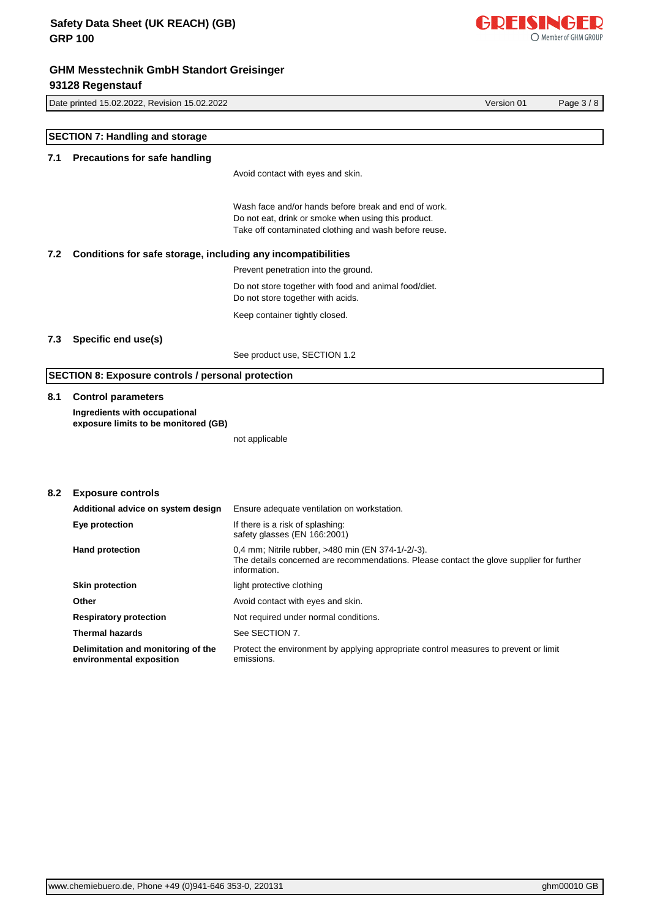## SECTION 7: Handling and storage

### 7.1 Precautions for safe handling

Avoid contact with eyes and skin.

Wash face and/or hands before break and end of work.
Do not eat, drink or smoke when using this product.
Take off contaminated clothing and wash before reuse.

### 7.2 Conditions for safe storage, including any incompatibilities

Prevent penetration into the ground.

Do not store together with food and animal food/diet.
Do not store together with acids.

Keep container tightly closed.

### 7.3 Specific end use(s)

See product use, SECTION 1.2

## SECTION 8: Exposure controls / personal protection

### 8.1 Control parameters

**Ingredients with occupational exposure limits to be monitored (GB)**

not applicable

### 8.2 Exposure controls

| | |
|---|---|
| **Additional advice on system design** | Ensure adequate ventilation on workstation. |
| **Eye protection** | If there is a risk of splashing: safety glasses (EN 166:2001) |
| **Hand protection** | 0,4 mm; Nitrile rubber, >480 min (EN 374-1/-2/-3). The details concerned are recommendations. Please contact the glove supplier for further information. |
| **Skin protection** | light protective clothing |
| **Other** | Avoid contact with eyes and skin. |
| **Respiratory protection** | Not required under normal conditions. |
| **Thermal hazards** | See SECTION 7. |
| **Delimitation and monitoring of the environmental exposition** | Protect the environment by applying appropriate control measures to prevent or limit emissions. |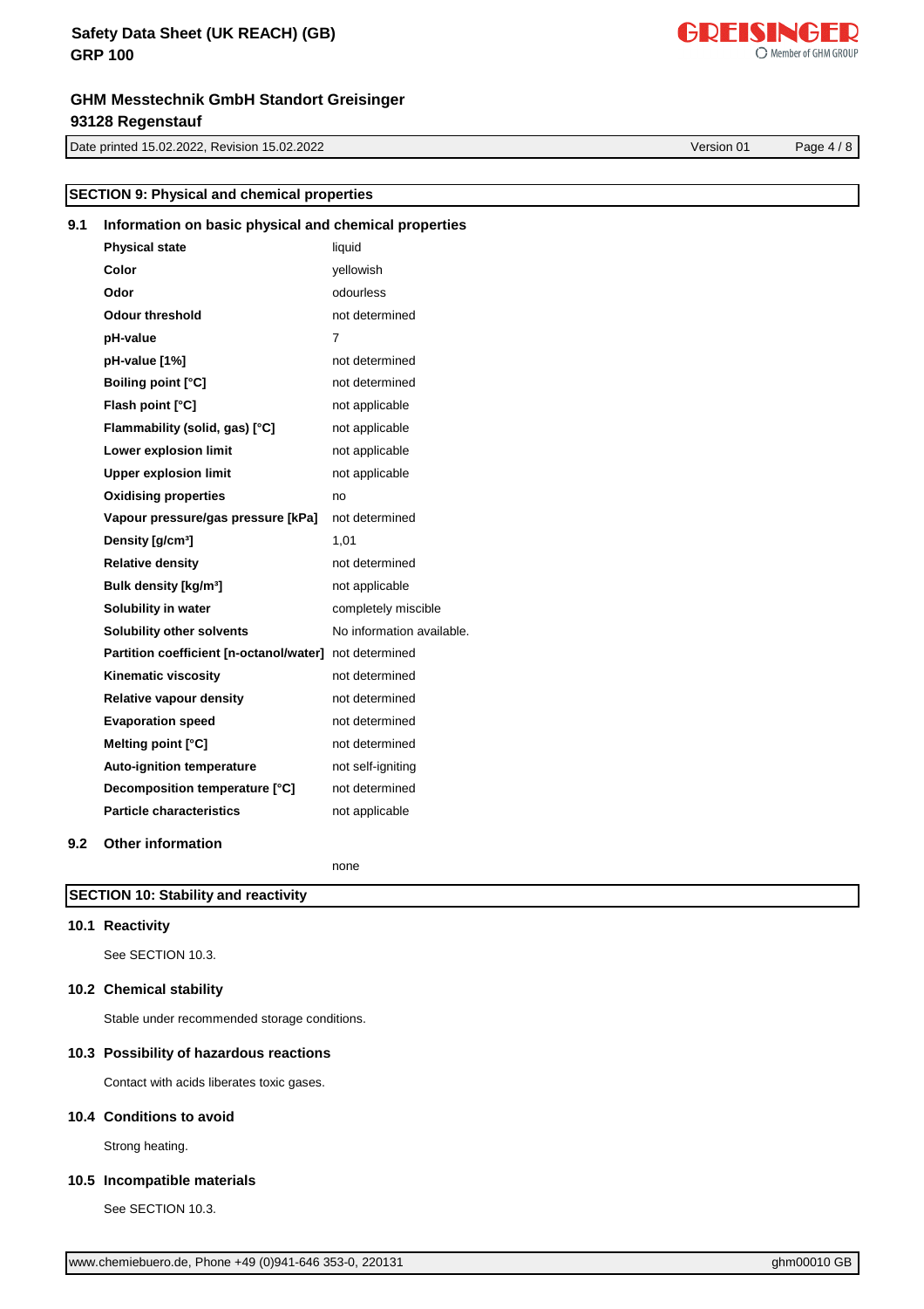## SECTION 9: Physical and chemical properties

### 9.1 Information on basic physical and chemical properties

| Property | Value |
|---|---|
| **Physical state** | liquid |
| **Color** | yellowish |
| **Odor** | odourless |
| **Odour threshold** | not determined |
| **pH-value** | 7 |
| **pH-value [1%]** | not determined |
| **Boiling point [°C]** | not determined |
| **Flash point [°C]** | not applicable |
| **Flammability (solid, gas) [°C]** | not applicable |
| **Lower explosion limit** | not applicable |
| **Upper explosion limit** | not applicable |
| **Oxidising properties** | no |
| **Vapour pressure/gas pressure [kPa]** | not determined |
| **Density [g/cm³]** | 1,01 |
| **Relative density** | not determined |
| **Bulk density [kg/m³]** | not applicable |
| **Solubility in water** | completely miscible |
| **Solubility other solvents** | No information available. |
| **Partition coefficient [n-octanol/water]** | not determined |
| **Kinematic viscosity** | not determined |
| **Relative vapour density** | not determined |
| **Evaporation speed** | not determined |
| **Melting point [°C]** | not determined |
| **Auto-ignition temperature** | not self-igniting |
| **Decomposition temperature [°C]** | not determined |
| **Particle characteristics** | not applicable |

### 9.2 Other information

none

## SECTION 10: Stability and reactivity

### 10.1 Reactivity

See SECTION 10.3.

### 10.2 Chemical stability

Stable under recommended storage conditions.

### 10.3 Possibility of hazardous reactions

Contact with acids liberates toxic gases.

### 10.4 Conditions to avoid

Strong heating.

### 10.5 Incompatible materials

See SECTION 10.3.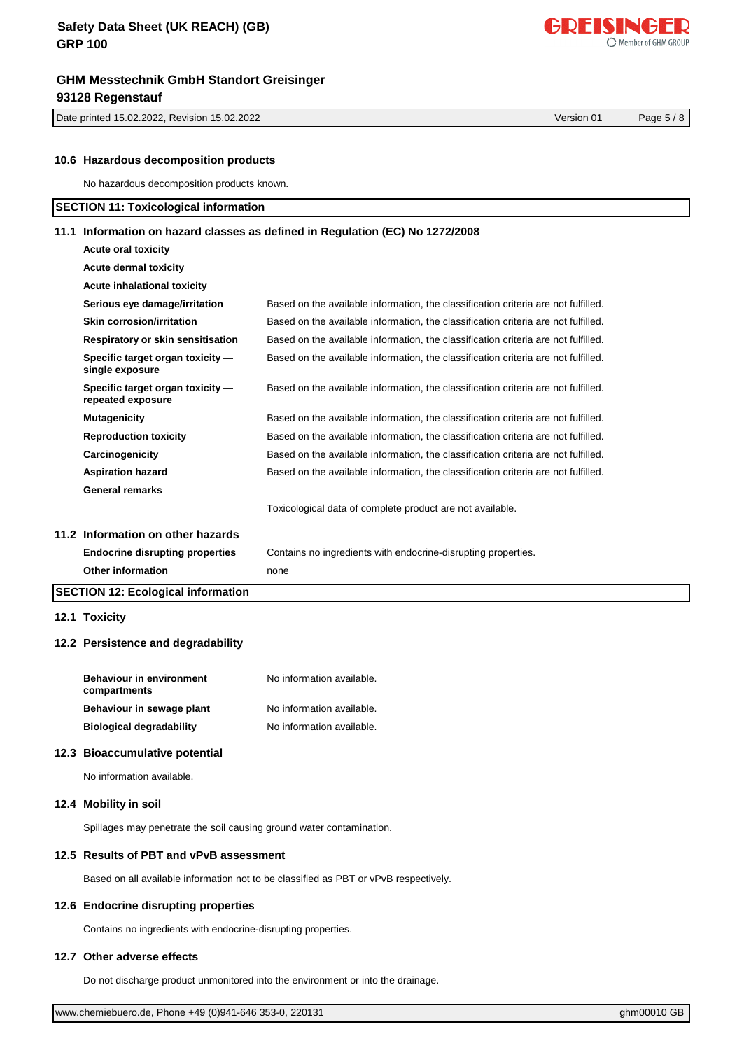### 10.6 Hazardous decomposition products

No hazardous decomposition products known.

## SECTION 11: Toxicological information

### 11.1 Information on hazard classes as defined in Regulation (EC) No 1272/2008

| | |
|---|---|
| **Acute oral toxicity** | |
| **Acute dermal toxicity** | |
| **Acute inhalational toxicity** | |
| **Serious eye damage/irritation** | Based on the available information, the classification criteria are not fulfilled. |
| **Skin corrosion/irritation** | Based on the available information, the classification criteria are not fulfilled. |
| **Respiratory or skin sensitisation** | Based on the available information, the classification criteria are not fulfilled. |
| **Specific target organ toxicity — single exposure** | Based on the available information, the classification criteria are not fulfilled. |
| **Specific target organ toxicity — repeated exposure** | Based on the available information, the classification criteria are not fulfilled. |
| **Mutagenicity** | Based on the available information, the classification criteria are not fulfilled. |
| **Reproduction toxicity** | Based on the available information, the classification criteria are not fulfilled. |
| **Carcinogenicity** | Based on the available information, the classification criteria are not fulfilled. |
| **Aspiration hazard** | Based on the available information, the classification criteria are not fulfilled. |
| **General remarks** | |
| | Toxicological data of complete product are not available. |

### 11.2 Information on other hazards

| | |
|---|---|
| **Endocrine disrupting properties** | Contains no ingredients with endocrine-disrupting properties. |
| **Other information** | none |

## SECTION 12: Ecological information

### 12.1 Toxicity

### 12.2 Persistence and degradability

| | |
|---|---|
| **Behaviour in environment compartments** | No information available. |
| **Behaviour in sewage plant** | No information available. |
| **Biological degradability** | No information available. |

### 12.3 Bioaccumulative potential

No information available.

### 12.4 Mobility in soil

Spillages may penetrate the soil causing ground water contamination.

### 12.5 Results of PBT and vPvB assessment

Based on all available information not to be classified as PBT or vPvB respectively.

### 12.6 Endocrine disrupting properties

Contains no ingredients with endocrine-disrupting properties.

### 12.7 Other adverse effects

Do not discharge product unmonitored into the environment or into the drainage.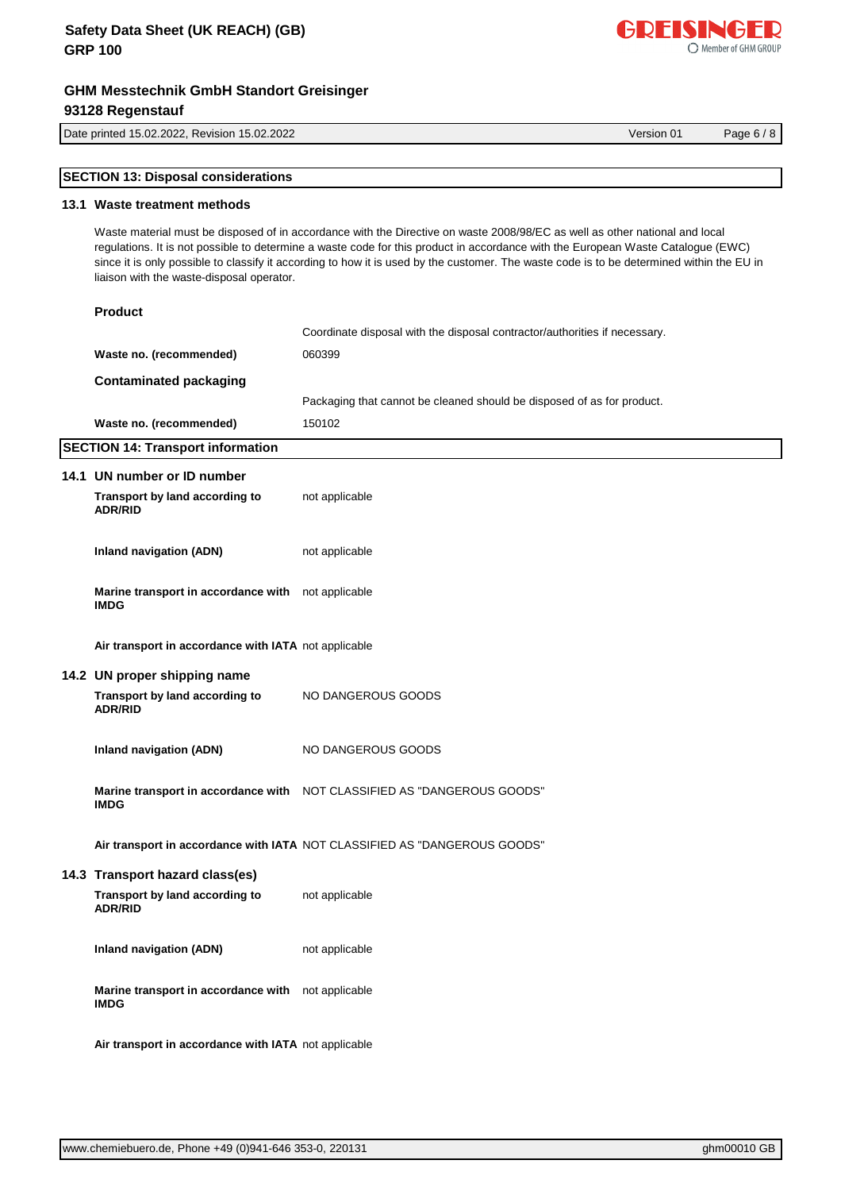## SECTION 13: Disposal considerations

### 13.1 Waste treatment methods

Waste material must be disposed of in accordance with the Directive on waste 2008/98/EC as well as other national and local regulations. It is not possible to determine a waste code for this product in accordance with the European Waste Catalogue (EWC) since it is only possible to classify it according to how it is used by the customer. The waste code is to be determined within the EU in liaison with the waste-disposal operator.

**Product**

| | |
|---|---|
| | Coordinate disposal with the disposal contractor/authorities if necessary. |
| **Waste no. (recommended)** | 060399 |

**Contaminated packaging**

| | |
|---|---|
| | Packaging that cannot be cleaned should be disposed of as for product. |
| **Waste no. (recommended)** | 150102 |

## SECTION 14: Transport information

### 14.1 UN number or ID number

| | |
|---|---|
| **Transport by land according to ADR/RID** | not applicable |
| **Inland navigation (ADN)** | not applicable |
| **Marine transport in accordance with IMDG** | not applicable |
| **Air transport in accordance with IATA** | not applicable |

### 14.2 UN proper shipping name

| | |
|---|---|
| **Transport by land according to ADR/RID** | NO DANGEROUS GOODS |
| **Inland navigation (ADN)** | NO DANGEROUS GOODS |
| **Marine transport in accordance with IMDG** | NOT CLASSIFIED AS "DANGEROUS GOODS" |
| **Air transport in accordance with IATA** | NOT CLASSIFIED AS "DANGEROUS GOODS" |

### 14.3 Transport hazard class(es)

| | |
|---|---|
| **Transport by land according to ADR/RID** | not applicable |
| **Inland navigation (ADN)** | not applicable |
| **Marine transport in accordance with IMDG** | not applicable |
| **Air transport in accordance with IATA** | not applicable |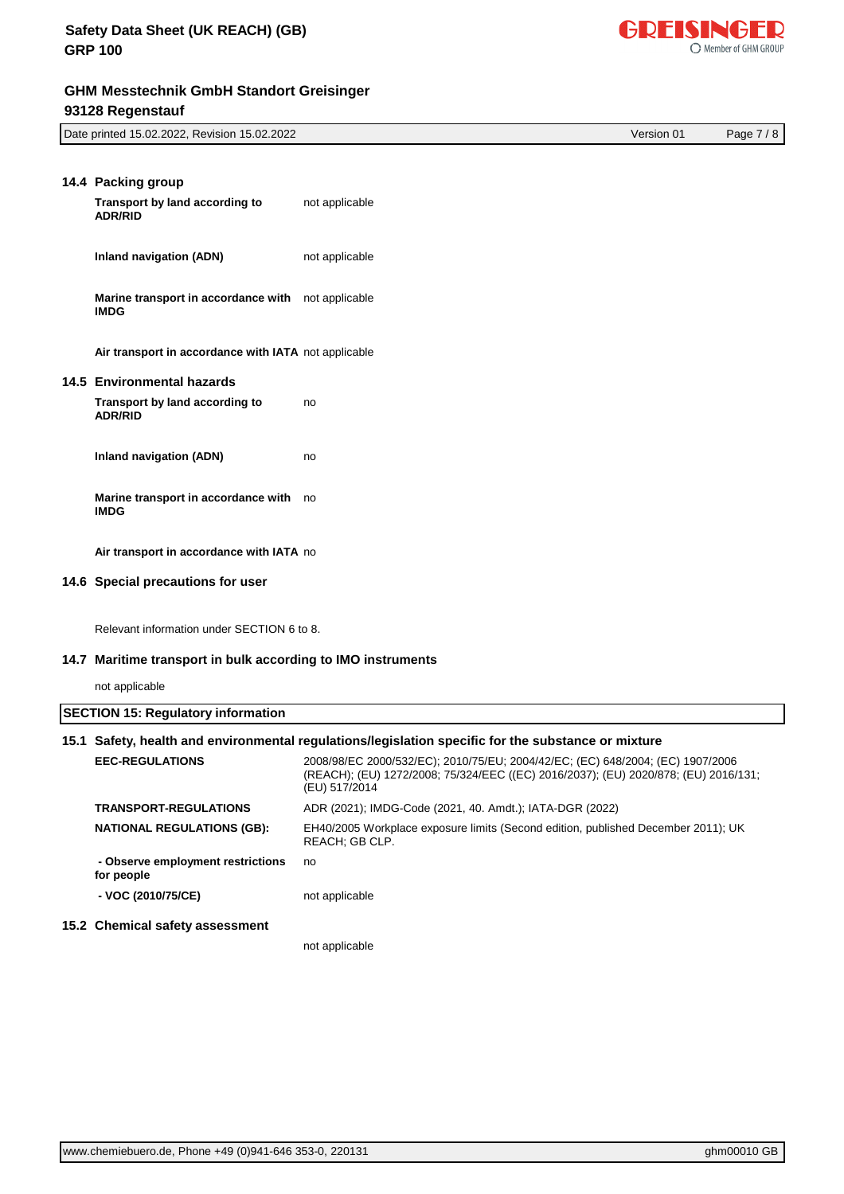### 14.4 Packing group

| | |
|---|---|
| **Transport by land according to ADR/RID** | not applicable |
| **Inland navigation (ADN)** | not applicable |
| **Marine transport in accordance with IMDG** | not applicable |
| **Air transport in accordance with IATA** | not applicable |

### 14.5 Environmental hazards

| | |
|---|---|
| **Transport by land according to ADR/RID** | no |
| **Inland navigation (ADN)** | no |
| **Marine transport in accordance with IMDG** | no |
| **Air transport in accordance with IATA** | no |

### 14.6 Special precautions for user

Relevant information under SECTION 6 to 8.

### 14.7 Maritime transport in bulk according to IMO instruments

not applicable

## SECTION 15: Regulatory information

### 15.1 Safety, health and environmental regulations/legislation specific for the substance or mixture

| | |
|---|---|
| **EEC-REGULATIONS** | 2008/98/EC 2000/532/EC); 2010/75/EU; 2004/42/EC; (EC) 648/2004; (EC) 1907/2006 (REACH); (EU) 1272/2008; 75/324/EEC ((EC) 2016/2037); (EU) 2020/878; (EU) 2016/131; (EU) 517/2014 |
| **TRANSPORT-REGULATIONS** | ADR (2021); IMDG-Code (2021, 40. Amdt.); IATA-DGR (2022) |
| **NATIONAL REGULATIONS (GB):** | EH40/2005 Workplace exposure limits (Second edition, published December 2011); UK REACH; GB CLP. |
| **- Observe employment restrictions for people** | no |
| **- VOC (2010/75/CE)** | not applicable |

### 15.2 Chemical safety assessment

not applicable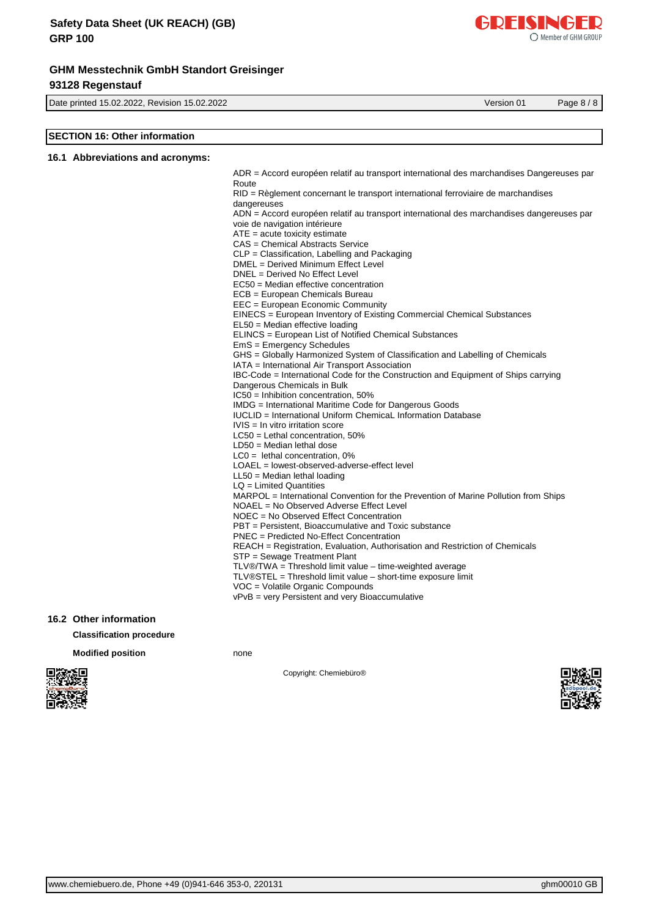## SECTION 16: Other information

### 16.1 Abbreviations and acronyms:

ADR = Accord européen relatif au transport international des marchandises Dangereuses par Route
RID = Règlement concernant le transport international ferroviaire de marchandises dangereuses
ADN = Accord européen relatif au transport international des marchandises dangereuses par voie de navigation intérieure
ATE = acute toxicity estimate
CAS = Chemical Abstracts Service
CLP = Classification, Labelling and Packaging
DMEL = Derived Minimum Effect Level
DNEL = Derived No Effect Level
EC50 = Median effective concentration
ECB = European Chemicals Bureau
EEC = European Economic Community
EINECS = European Inventory of Existing Commercial Chemical Substances
EL50 = Median effective loading
ELINCS = European List of Notified Chemical Substances
EmS = Emergency Schedules
GHS = Globally Harmonized System of Classification and Labelling of Chemicals
IATA = International Air Transport Association
IBC-Code = International Code for the Construction and Equipment of Ships carrying Dangerous Chemicals in Bulk
IC50 = Inhibition concentration, 50%
IMDG = International Maritime Code for Dangerous Goods
IUCLID = International Uniform ChemicaL Information Database
IVIS = In vitro irritation score
LC50 = Lethal concentration, 50%
LD50 = Median lethal dose
LC0 = lethal concentration, 0%
LOAEL = lowest-observed-adverse-effect level
LL50 = Median lethal loading
LQ = Limited Quantities
MARPOL = International Convention for the Prevention of Marine Pollution from Ships
NOAEL = No Observed Adverse Effect Level
NOEC = No Observed Effect Concentration
PBT = Persistent, Bioaccumulative and Toxic substance
PNEC = Predicted No-Effect Concentration
REACH = Registration, Evaluation, Authorisation and Restriction of Chemicals
STP = Sewage Treatment Plant
TLV®/TWA = Threshold limit value – time-weighted average
TLV®STEL = Threshold limit value – short-time exposure limit
VOC = Volatile Organic Compounds
vPvB = very Persistent and very Bioaccumulative

### 16.2 Other information

**Classification procedure**

**Modified position** none

Copyright: Chemiebüro®